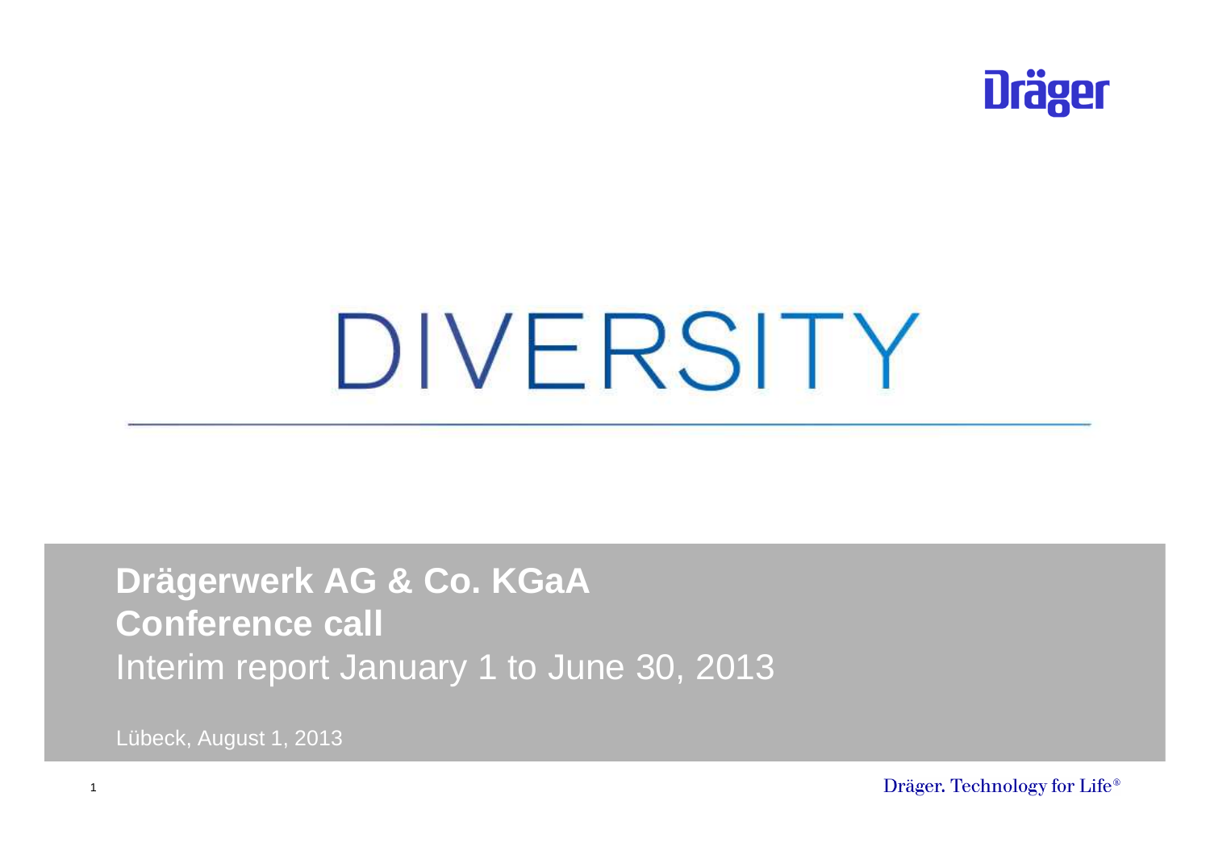Dräger

# DIVERSITY

**Drägerwerk AG & Co. KGaA**
**Conference call**
Interim report January 1 to June 30, 2013

Lübeck, August 1, 2013

Dräger. Technology for Life®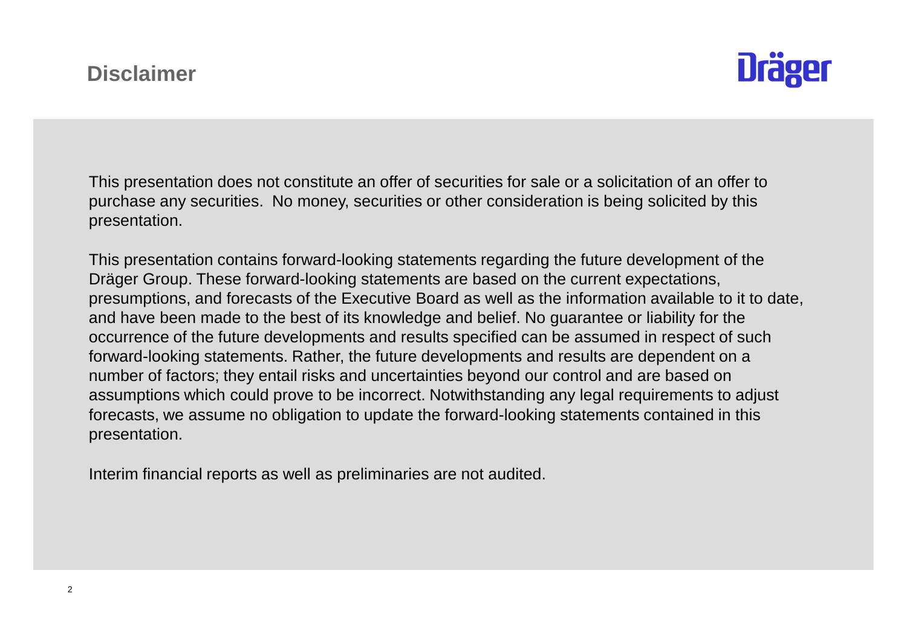# Disclaimer

Dräger

This presentation does not constitute an offer of securities for sale or a solicitation of an offer to purchase any securities. No money, securities or other consideration is being solicited by this presentation.

This presentation contains forward-looking statements regarding the future development of the Dräger Group. These forward-looking statements are based on the current expectations, presumptions, and forecasts of the Executive Board as well as the information available to it to date, and have been made to the best of its knowledge and belief. No guarantee or liability for the occurrence of the future developments and results specified can be assumed in respect of such forward-looking statements. Rather, the future developments and results are dependent on a number of factors; they entail risks and uncertainties beyond our control and are based on assumptions which could prove to be incorrect. Notwithstanding any legal requirements to adjust forecasts, we assume no obligation to update the forward-looking statements contained in this presentation.

Interim financial reports as well as preliminaries are not audited.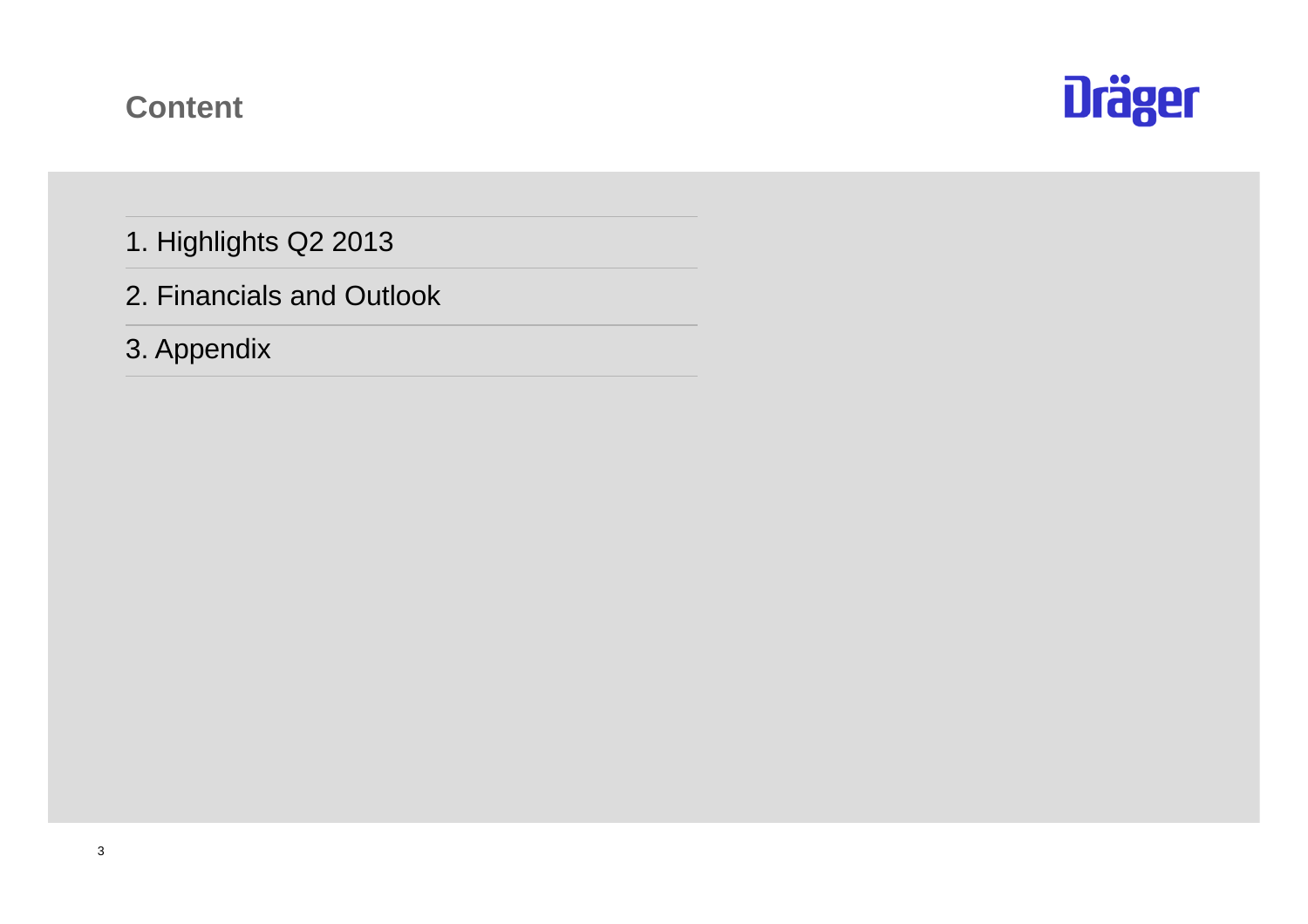# Content

1. Highlights Q2 2013
2. Financials and Outlook
3. Appendix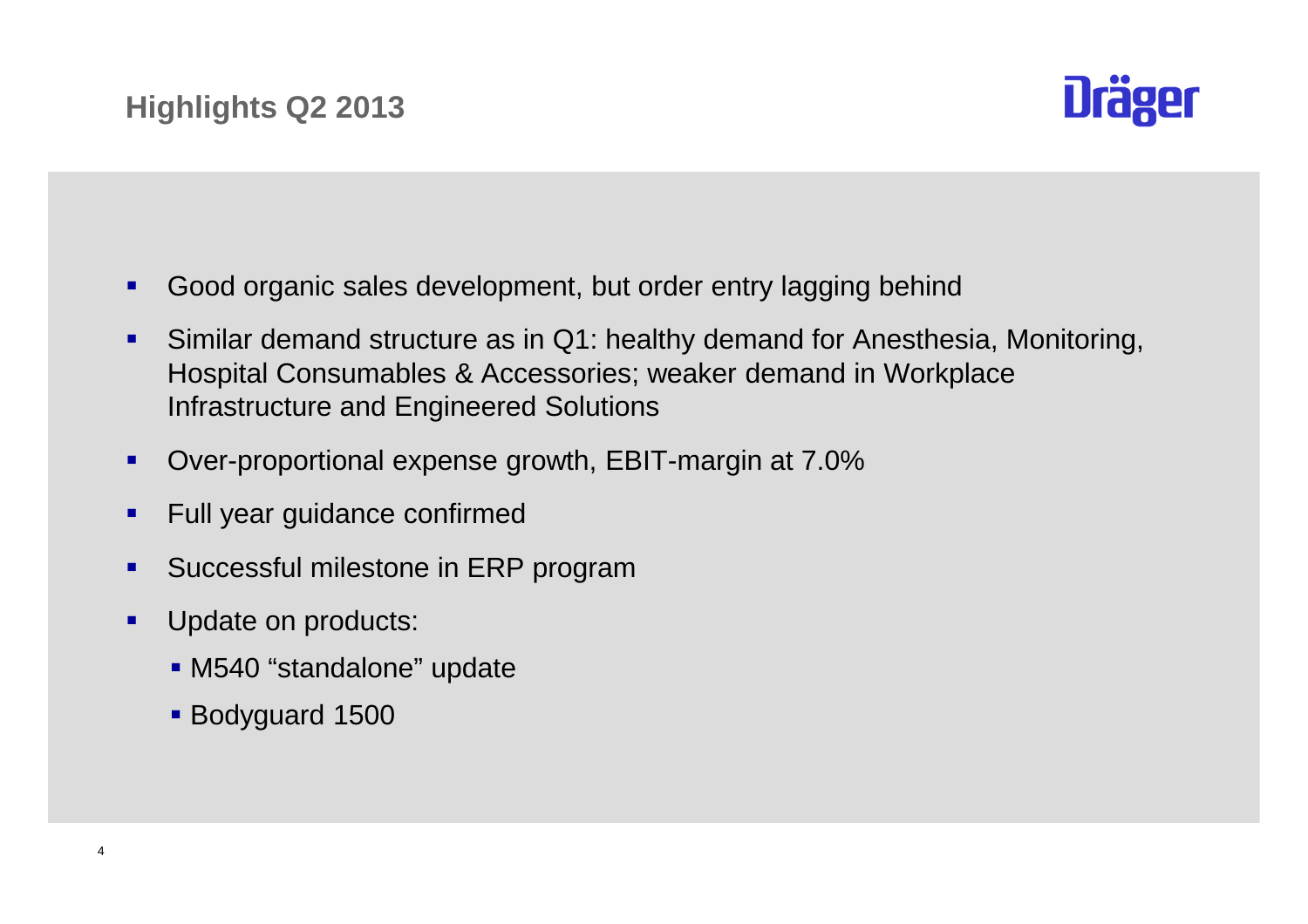# Highlights Q2 2013

- Good organic sales development, but order entry lagging behind
- Similar demand structure as in Q1: healthy demand for Anesthesia, Monitoring, Hospital Consumables & Accessories; weaker demand in Workplace Infrastructure and Engineered Solutions
- Over-proportional expense growth, EBIT-margin at 7.0%
- Full year guidance confirmed
- Successful milestone in ERP program
- Update on products:
  - M540 "standalone" update
  - Bodyguard 1500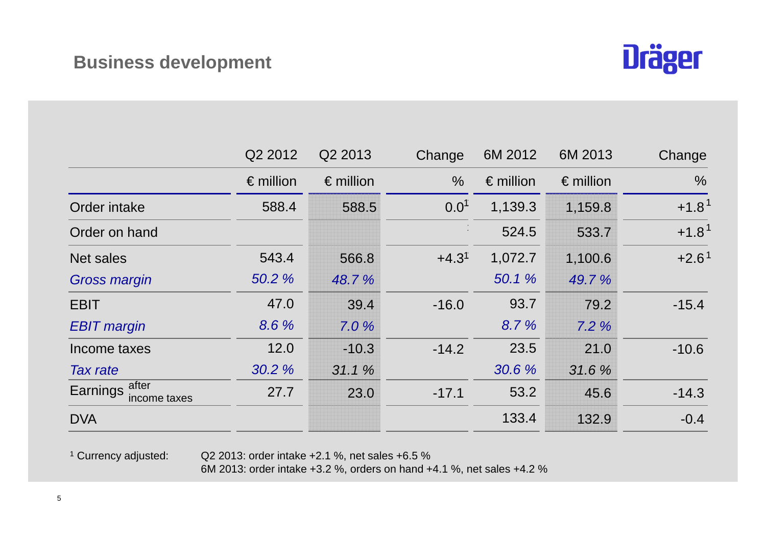## Business development

Dräger

| | Q2 2012 | Q2 2013 | Change | 6M 2012 | 6M 2013 | Change |
|---|---|---|---|---|---|---|
| | € million | € million | % | € million | € million | % |
| Order intake | 588.4 | 588.5 | 0.0[1] | 1,139.3 | 1,159.8 | +1.8[1] |
| Order on hand | | | | 524.5 | 533.7 | +1.8[1] |
| Net sales | 543.4 | 566.8 | +4.3[1] | 1,072.7 | 1,100.6 | +2.6[1] |
| *Gross margin* | *50.2 %* | *48.7 %* | | *50.1 %* | *49.7 %* | |
| EBIT | 47.0 | 39.4 | -16.0 | 93.7 | 79.2 | -15.4 |
| *EBIT margin* | *8.6 %* | *7.0 %* | | *8.7 %* | *7.2 %* | |
| Income taxes | 12.0 | -10.3 | -14.2 | 23.5 | 21.0 | -10.6 |
| *Tax rate* | *30.2 %* | *31.1 %* | | *30.6 %* | *31.6 %* | |
| Earnings after income taxes | 27.7 | 23.0 | -17.1 | 53.2 | 45.6 | -14.3 |
| DVA | | | | 133.4 | 132.9 | -0.4 |

[1] Currency adjusted: Q2 2013: order intake +2.1 %, net sales +6.5 %
6M 2013: order intake +3.2 %, orders on hand +4.1 %, net sales +4.2 %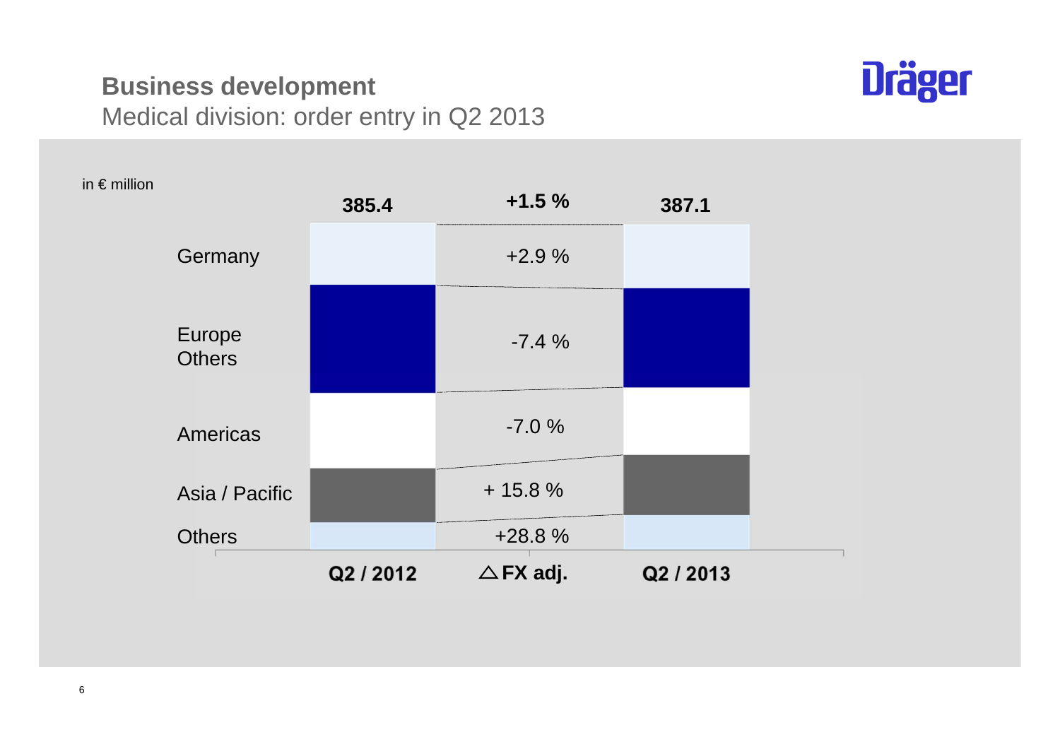## Business development

Medical division: order entry in Q2 2013

in € million

| | Q2 / 2012 | △ FX adj. | Q2 / 2013 |
|---|---|---|---|
| Total | 385.4 | +1.5 % | 387.1 |
| Germany | | +2.9 % | |
| Europe Others | | -7.4 % | |
| Americas | | -7.0 % | |
| Asia / Pacific | | + 15.8 % | |
| Others | | +28.8 % | |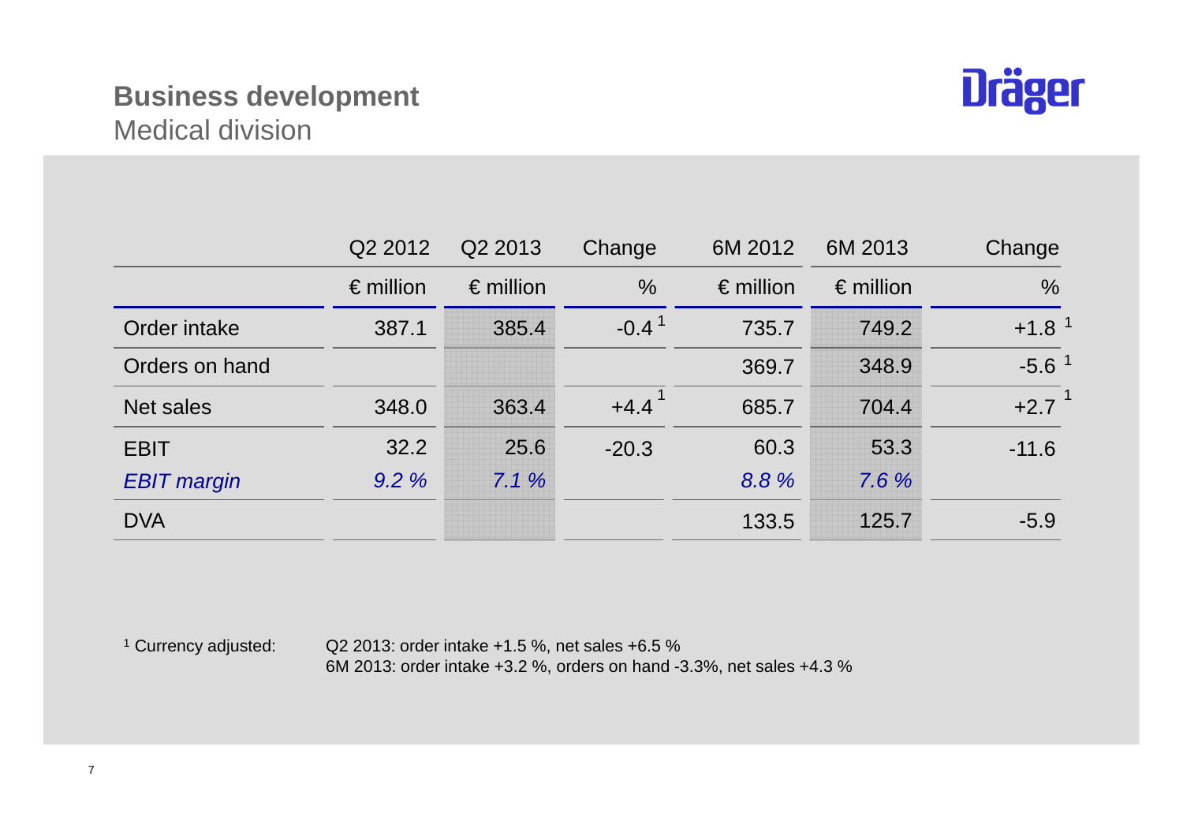# Business development

## Medical division

| | Q2 2012 | Q2 2013 | Change | 6M 2012 | 6M 2013 | Change |
|---|---|---|---|---|---|---|
| | € million | € million | % | € million | € million | % |
| Order intake | 387.1 | 385.4 | -0.4 [1] | 735.7 | 749.2 | +1.8 [1] |
| Orders on hand | | | | 369.7 | 348.9 | -5.6 [1] |
| Net sales | 348.0 | 363.4 | +4.4 [1] | 685.7 | 704.4 | +2.7 [1] |
| EBIT | 32.2 | 25.6 | -20.3 | 60.3 | 53.3 | -11.6 |
| *EBIT margin* | *9.2 %* | *7.1 %* | | *8.8 %* | *7.6 %* | |
| DVA | | | | 133.5 | 125.7 | -5.9 |

[1] Currency adjusted: Q2 2013: order intake +1.5 %, net sales +6.5 %
6M 2013: order intake +3.2 %, orders on hand -3.3%, net sales +4.3 %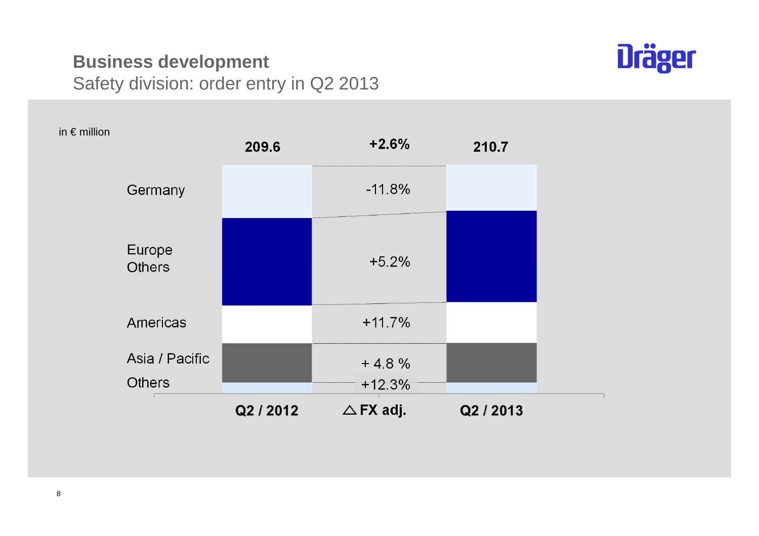## Business development

Safety division: order entry in Q2 2013

in € million

| | Q2 / 2012 | Δ FX adj. | Q2 / 2013 |
|---|---|---|---|
| Total | 209.6 | +2.6% | 210.7 |
| Germany | | -11.8% | |
| Europe Others | | +5.2% | |
| Americas | | +11.7% | |
| Asia / Pacific | | + 4.8 % | |
| Others | | +12.3% | |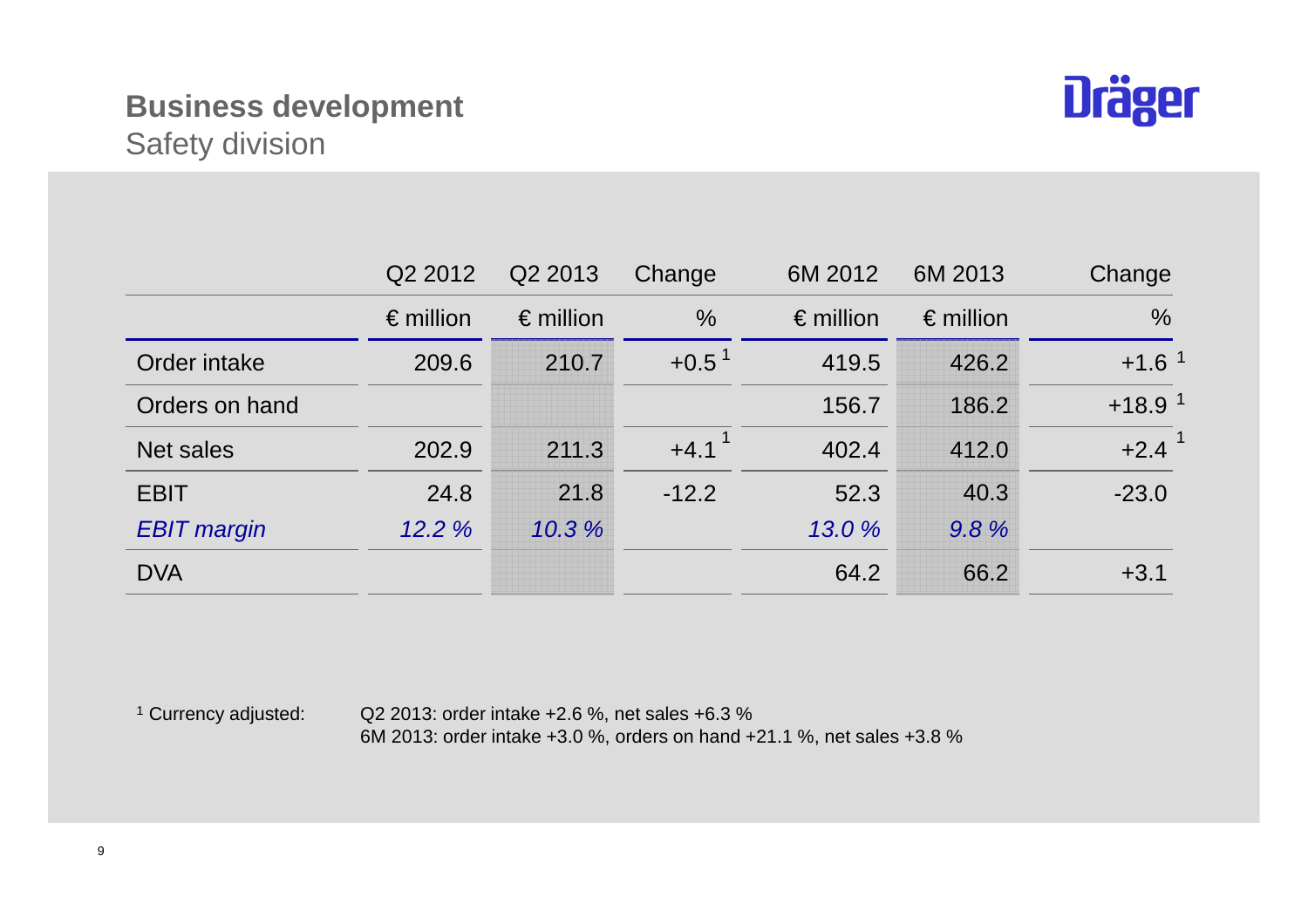## Business development

Safety division

| | Q2 2012 | Q2 2013 | Change | 6M 2012 | 6M 2013 | Change |
|---|---|---|---|---|---|---|
| | € million | € million | % | € million | € million | % |
| Order intake | 209.6 | 210.7 | +0.5 [1] | 419.5 | 426.2 | +1.6 [1] |
| Orders on hand | | | | 156.7 | 186.2 | +18.9 [1] |
| Net sales | 202.9 | 211.3 | +4.1 [1] | 402.4 | 412.0 | +2.4 [1] |
| EBIT | 24.8 | 21.8 | -12.2 | 52.3 | 40.3 | -23.0 |
| *EBIT margin* | *12.2 %* | *10.3 %* | | *13.0 %* | *9.8 %* | |
| DVA | | | | 64.2 | 66.2 | +3.1 |

[1] Currency adjusted: Q2 2013: order intake +2.6 %, net sales +6.3 %
6M 2013: order intake +3.0 %, orders on hand +21.1 %, net sales +3.8 %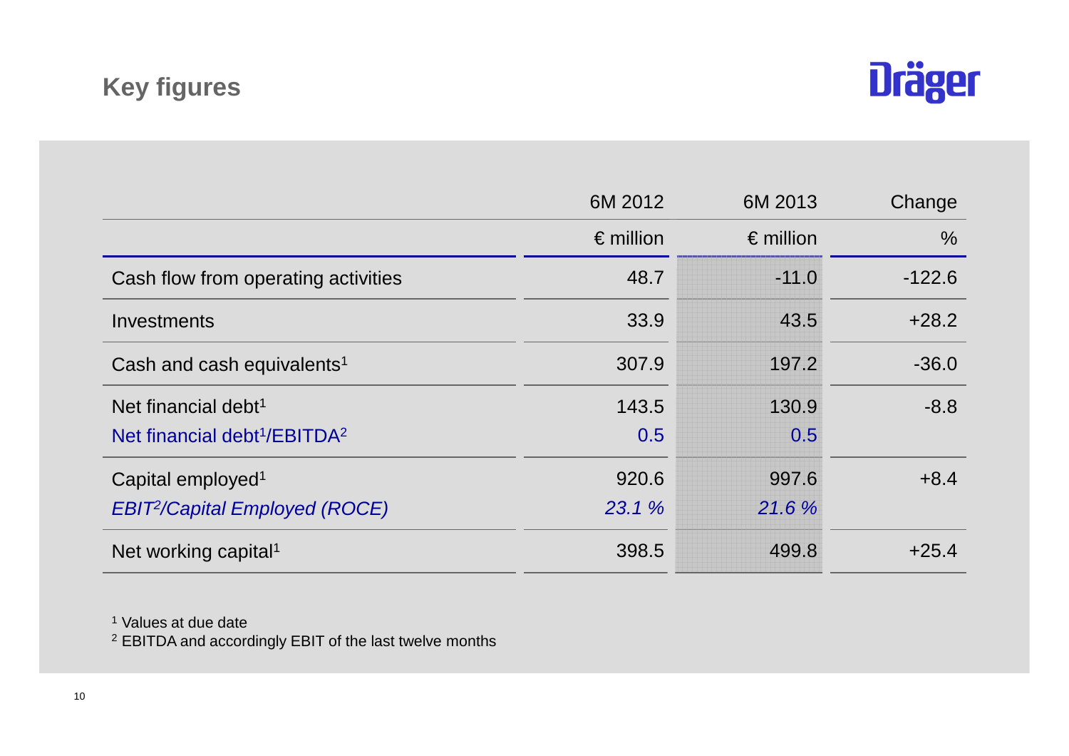# Key figures

| | 6M 2012 | 6M 2013 | Change |
|---|---|---|---|
| | € million | € million | % |
| Cash flow from operating activities | 48.7 | -11.0 | -122.6 |
| Investments | 33.9 | 43.5 | +28.2 |
| Cash and cash equivalents[1] | 307.9 | 197.2 | -36.0 |
| Net financial debt[1] | 143.5 | 130.9 | -8.8 |
| Net financial debt[1]/EBITDA[2] | 0.5 | 0.5 | |
| Capital employed[1] | 920.6 | 997.6 | +8.4 |
| *EBIT[2]/Capital Employed (ROCE)* | *23.1 %* | *21.6 %* | |
| Net working capital[1] | 398.5 | 499.8 | +25.4 |

[1] Values at due date
[2] EBITDA and accordingly EBIT of the last twelve months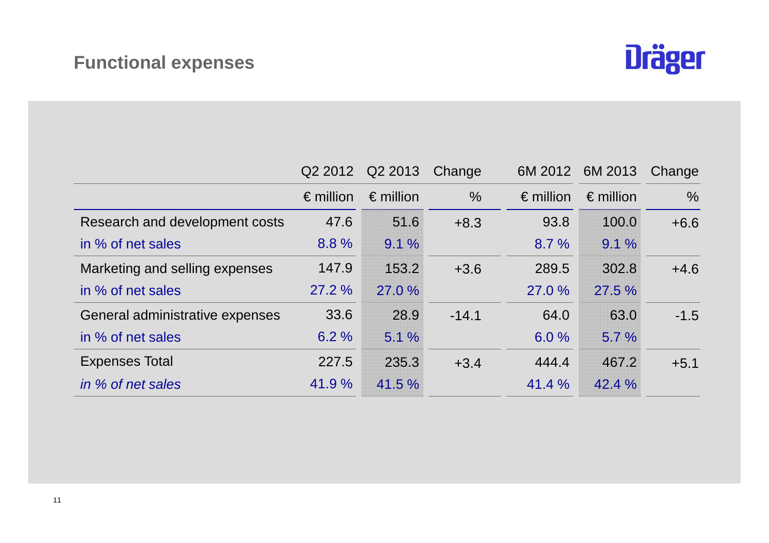# Functional expenses

Dräger

| | Q2 2012 | Q2 2013 | Change | 6M 2012 | 6M 2013 | Change |
|---|---|---|---|---|---|---|
| | € million | € million | % | € million | € million | % |
| Research and development costs | 47.6 | 51.6 | +8.3 | 93.8 | 100.0 | +6.6 |
| in % of net sales | 8.8 % | 9.1 % | | 8.7 % | 9.1 % | |
| Marketing and selling expenses | 147.9 | 153.2 | +3.6 | 289.5 | 302.8 | +4.6 |
| in % of net sales | 27.2 % | 27.0 % | | 27.0 % | 27.5 % | |
| General administrative expenses | 33.6 | 28.9 | -14.1 | 64.0 | 63.0 | -1.5 |
| in % of net sales | 6.2 % | 5.1 % | | 6.0 % | 5.7 % | |
| Expenses Total | 227.5 | 235.3 | +3.4 | 444.4 | 467.2 | +5.1 |
| *in % of net sales* | 41.9 % | 41.5 % | | 41.4 % | 42.4 % | |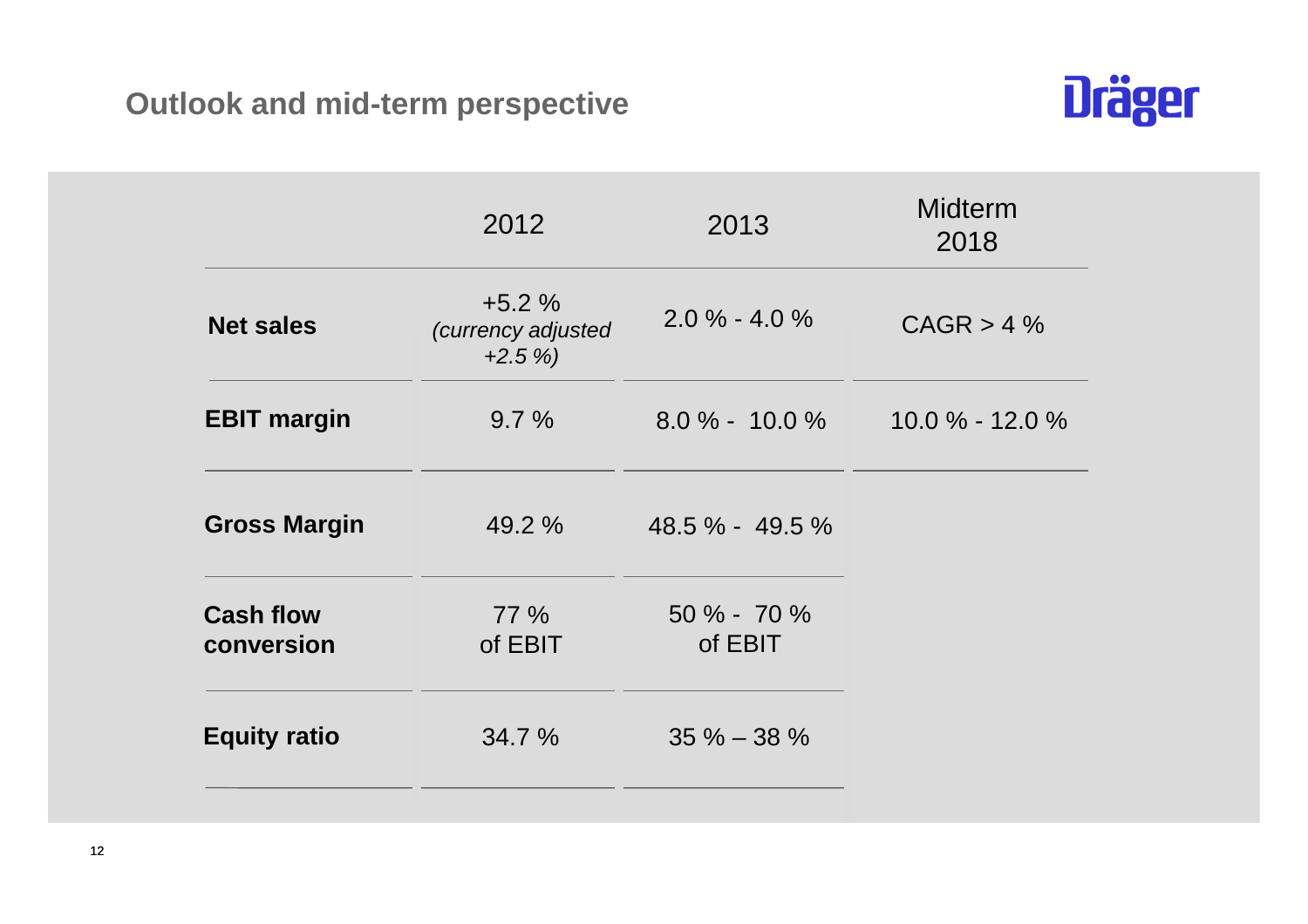# Outlook and mid-term perspective

| | 2012 | 2013 | Midterm 2018 |
|---|---|---|---|
| **Net sales** | +5.2 % *(currency adjusted +2.5 %)* | 2.0 % - 4.0 % | CAGR > 4 % |
| **EBIT margin** | 9.7 % | 8.0 % - 10.0 % | 10.0 % - 12.0 % |
| **Gross Margin** | 49.2 % | 48.5 % - 49.5 % | |
| **Cash flow conversion** | 77 % of EBIT | 50 % - 70 % of EBIT | |
| **Equity ratio** | 34.7 % | 35 % – 38 % | |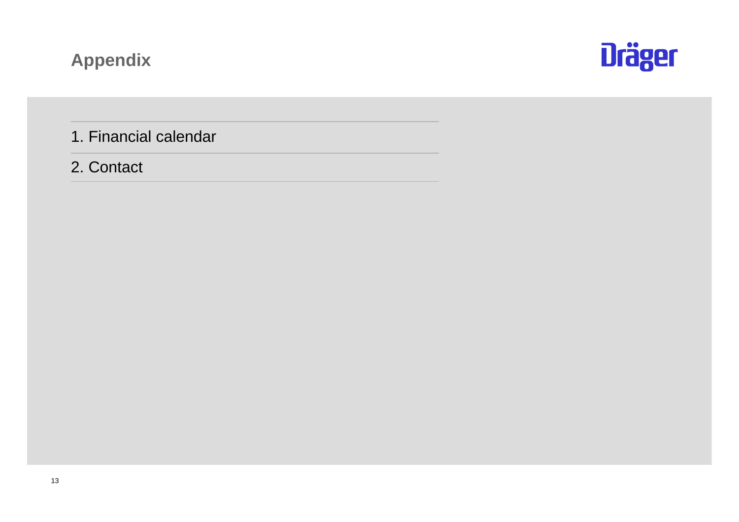# Appendix

1. Financial calendar
2. Contact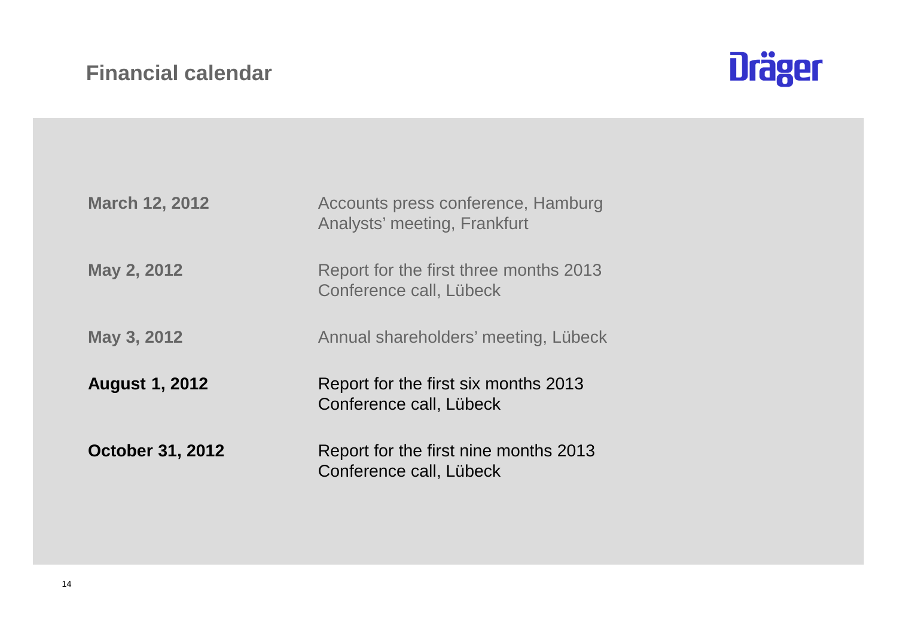# Financial calendar

Dräger

| | |
|---|---|
| **March 12, 2012** | Accounts press conference, Hamburg<br>Analysts' meeting, Frankfurt |
| **May 2, 2012** | Report for the first three months 2013<br>Conference call, Lübeck |
| **May 3, 2012** | Annual shareholders' meeting, Lübeck |
| **August 1, 2012** | Report for the first six months 2013<br>Conference call, Lübeck |
| **October 31, 2012** | Report for the first nine months 2013<br>Conference call, Lübeck |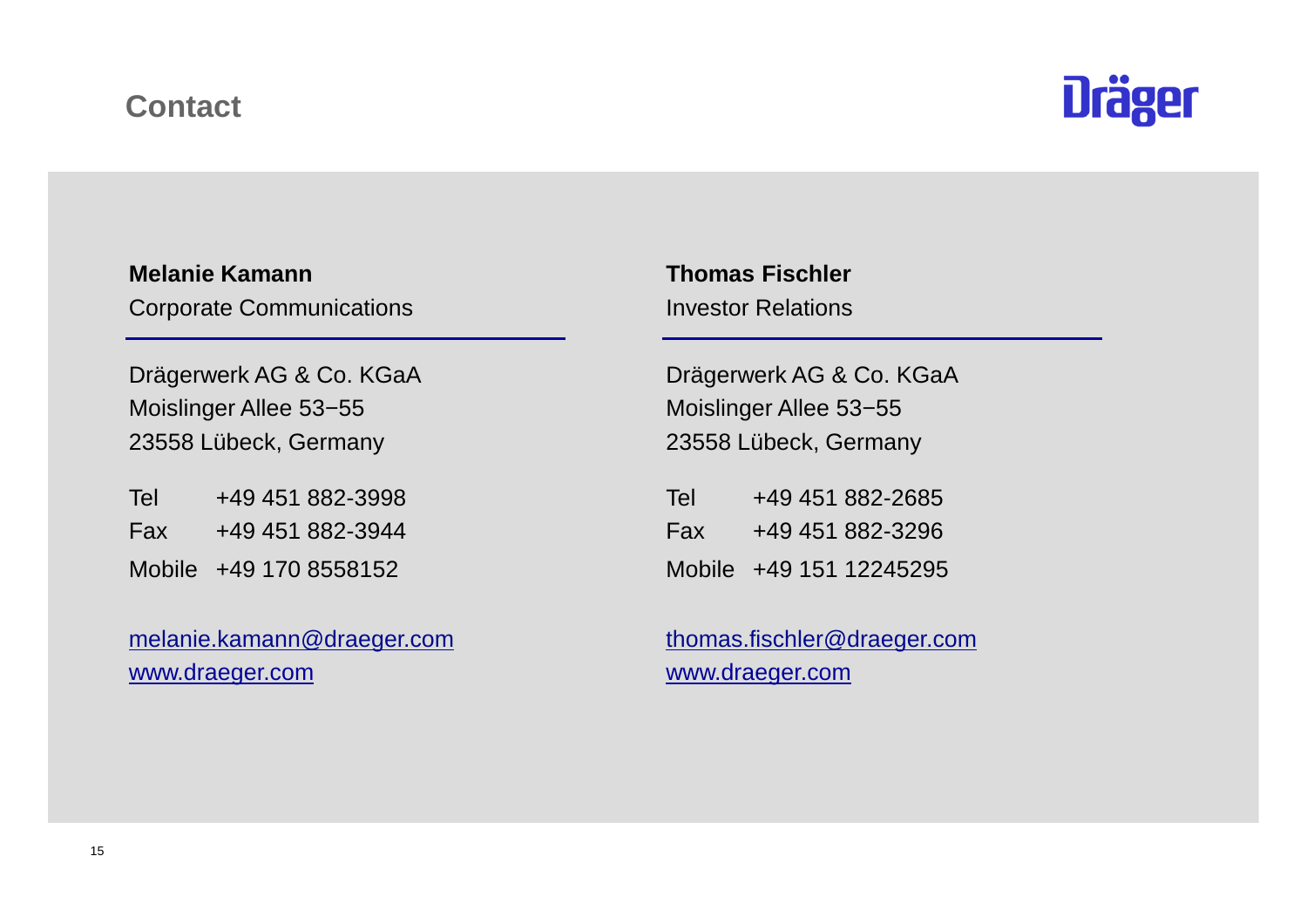# Contact

Dräger

**Melanie Kamann**
Corporate Communications

Drägerwerk AG & Co. KGaA
Moislinger Allee 53−55
23558 Lübeck, Germany

Tel +49 451 882-3998
Fax +49 451 882-3944
Mobile +49 170 8558152

melanie.kamann@draeger.com
www.draeger.com

**Thomas Fischler**
Investor Relations

Drägerwerk AG & Co. KGaA
Moislinger Allee 53−55
23558 Lübeck, Germany

Tel +49 451 882-2685
Fax +49 451 882-3296
Mobile +49 151 12245295

thomas.fischler@draeger.com
www.draeger.com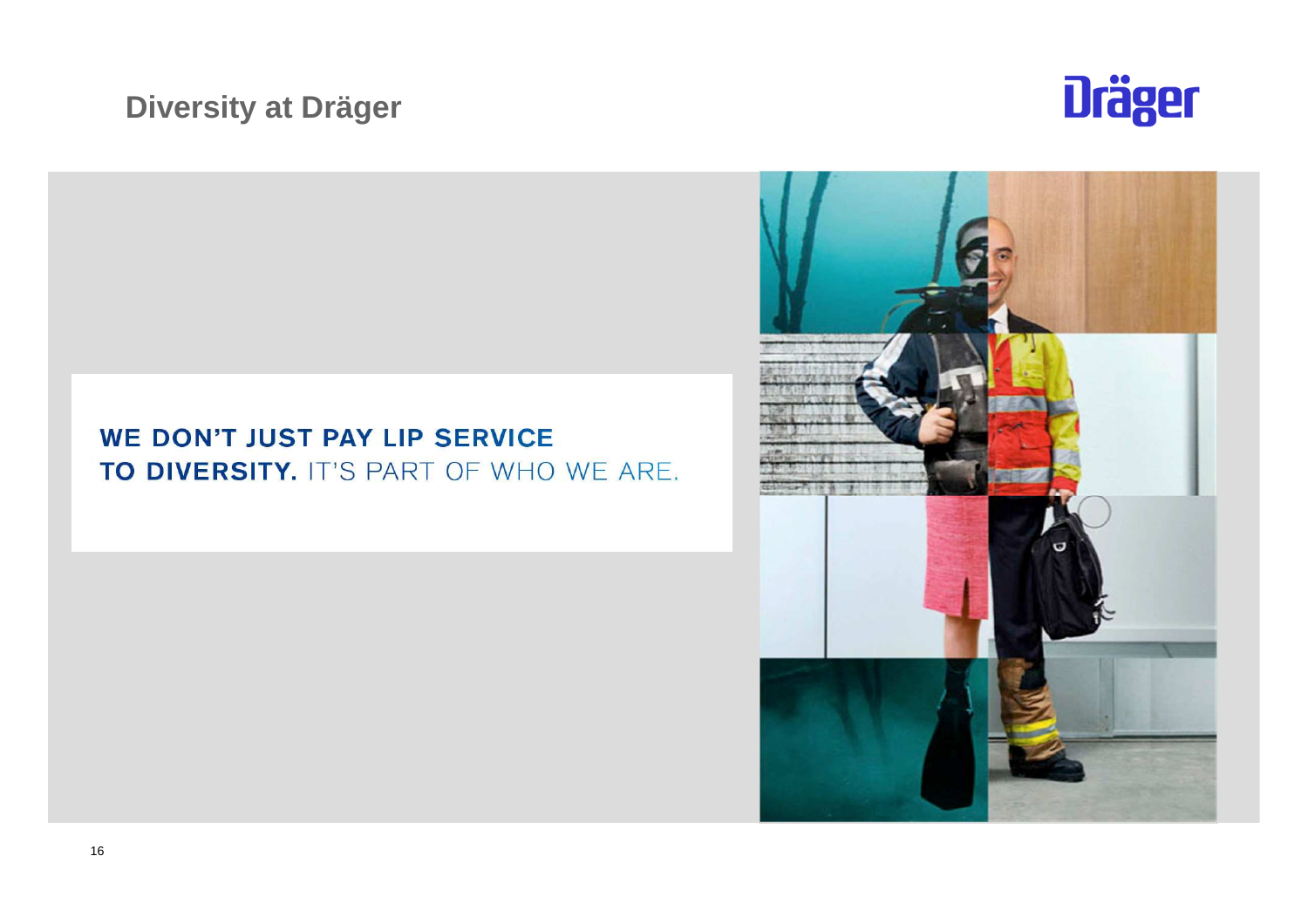## Diversity at Dräger

**WE DON'T JUST PAY LIP SERVICE TO DIVERSITY.** IT'S PART OF WHO WE ARE.